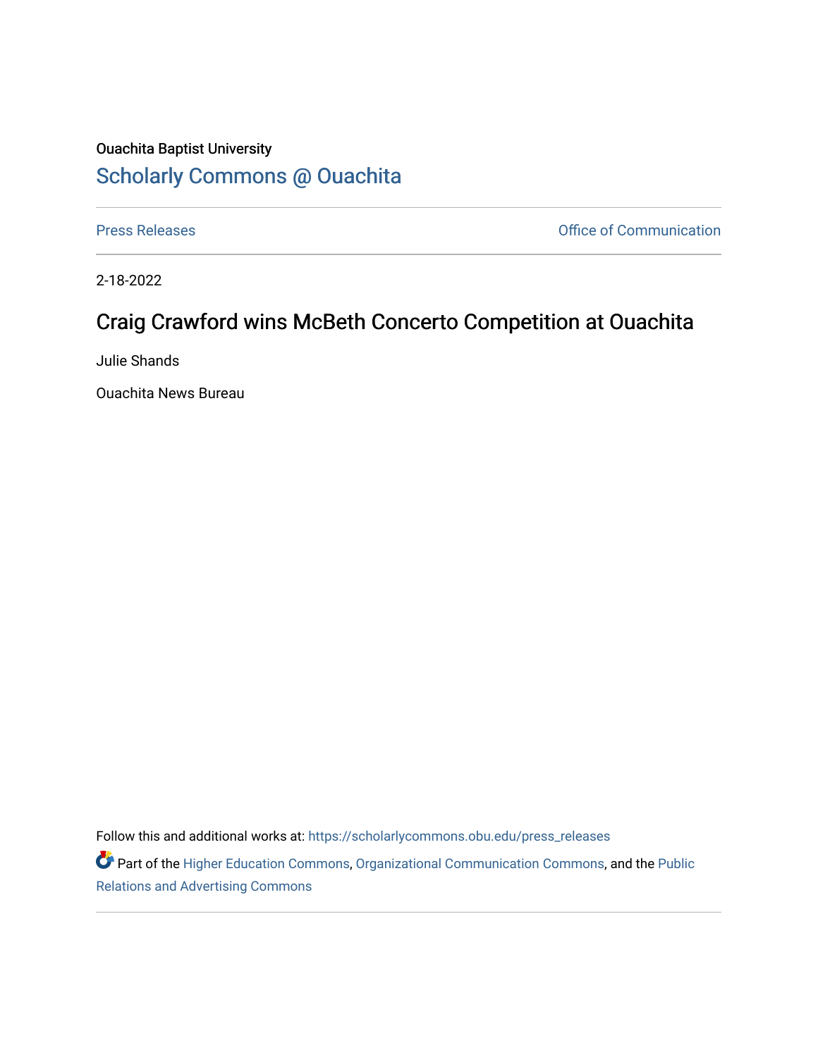Ouachita Baptist University

# Scholarly Commons @ Ouachita

Press Releases

Office of Communication

2-18-2022

## Craig Crawford wins McBeth Concerto Competition at Ouachita

Julie Shands

Ouachita News Bureau

Follow this and additional works at: https://scholarlycommons.obu.edu/press_releases

Part of the Higher Education Commons, Organizational Communication Commons, and the Public Relations and Advertising Commons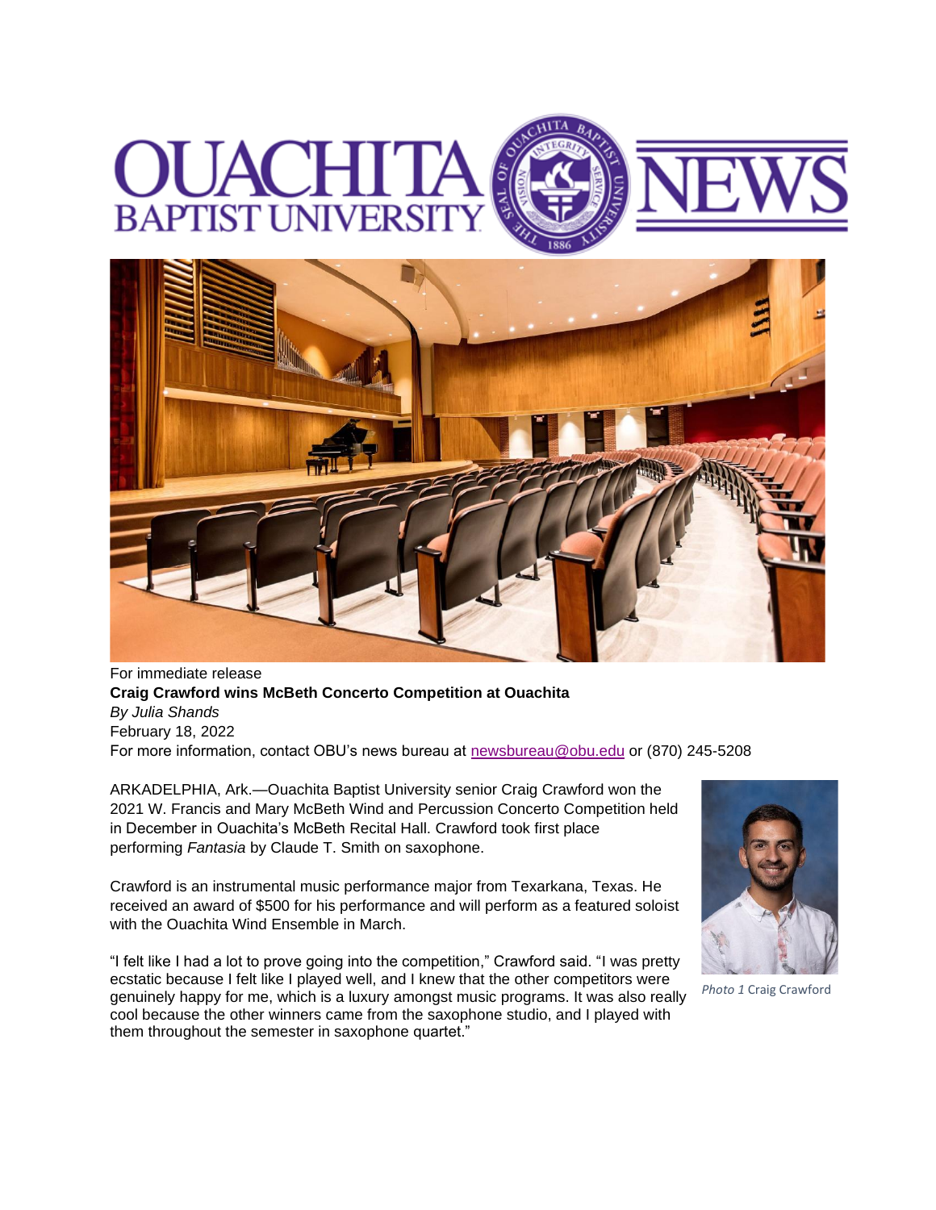For immediate release

**Craig Crawford wins McBeth Concerto Competition at Ouachita**

*By Julia Shands*

February 18, 2022

For more information, contact OBU's news bureau at newsbureau@obu.edu or (870) 245-5208

ARKADELPHIA, Ark.—Ouachita Baptist University senior Craig Crawford won the 2021 W. Francis and Mary McBeth Wind and Percussion Concerto Competition held in December in Ouachita's McBeth Recital Hall. Crawford took first place performing *Fantasia* by Claude T. Smith on saxophone.

Crawford is an instrumental music performance major from Texarkana, Texas. He received an award of $500 for his performance and will perform as a featured soloist with the Ouachita Wind Ensemble in March.

*Photo 1* Craig Crawford

"I felt like I had a lot to prove going into the competition," Crawford said. "I was pretty ecstatic because I felt like I played well, and I knew that the other competitors were genuinely happy for me, which is a luxury amongst music programs. It was also really cool because the other winners came from the saxophone studio, and I played with them throughout the semester in saxophone quartet."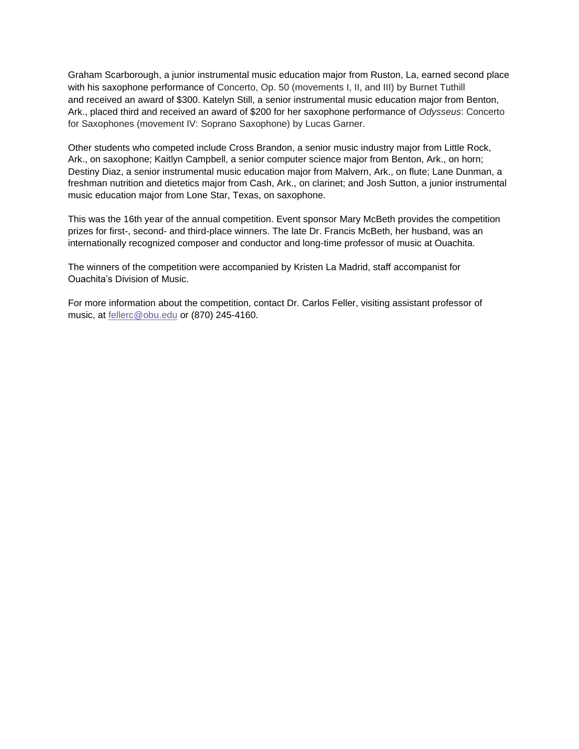Graham Scarborough, a junior instrumental music education major from Ruston, La, earned second place with his saxophone performance of Concerto, Op. 50 (movements I, II, and III) by Burnet Tuthill and received an award of $300. Katelyn Still, a senior instrumental music education major from Benton, Ark., placed third and received an award of $200 for her saxophone performance of *Odysseus*: Concerto for Saxophones (movement IV: Soprano Saxophone) by Lucas Garner.

Other students who competed include Cross Brandon, a senior music industry major from Little Rock, Ark., on saxophone; Kaitlyn Campbell, a senior computer science major from Benton, Ark., on horn; Destiny Diaz, a senior instrumental music education major from Malvern, Ark., on flute; Lane Dunman, a freshman nutrition and dietetics major from Cash, Ark., on clarinet; and Josh Sutton, a junior instrumental music education major from Lone Star, Texas, on saxophone.

This was the 16th year of the annual competition. Event sponsor Mary McBeth provides the competition prizes for first-, second- and third-place winners. The late Dr. Francis McBeth, her husband, was an internationally recognized composer and conductor and long-time professor of music at Ouachita.

The winners of the competition were accompanied by Kristen La Madrid, staff accompanist for Ouachita's Division of Music.

For more information about the competition, contact Dr. Carlos Feller, visiting assistant professor of music, at fellerc@obu.edu or (870) 245-4160.